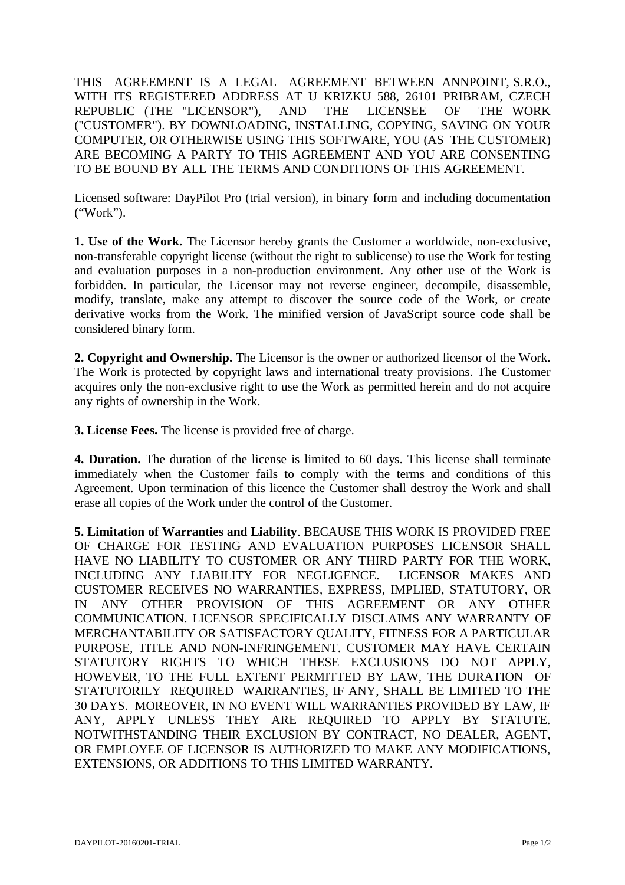THIS AGREEMENT IS A LEGAL AGREEMENT BETWEEN ANNPOINT, S.R.O., WITH ITS REGISTERED ADDRESS AT U KRIZKU 588, 26101 PRIBRAM, CZECH REPUBLIC (THE "LICENSOR"), AND THE LICENSEE OF THE WORK ("CUSTOMER"). BY DOWNLOADING, INSTALLING, COPYING, SAVING ON YOUR COMPUTER, OR OTHERWISE USING THIS SOFTWARE, YOU (AS THE CUSTOMER) ARE BECOMING A PARTY TO THIS AGREEMENT AND YOU ARE CONSENTING TO BE BOUND BY ALL THE TERMS AND CONDITIONS OF THIS AGREEMENT.

Licensed software: DayPilot Pro (trial version), in binary form and including documentation ("Work").

**1. Use of the Work.** The Licensor hereby grants the Customer a worldwide, non-exclusive, non-transferable copyright license (without the right to sublicense) to use the Work for testing and evaluation purposes in a non-production environment. Any other use of the Work is forbidden. In particular, the Licensor may not reverse engineer, decompile, disassemble, modify, translate, make any attempt to discover the source code of the Work, or create derivative works from the Work. The minified version of JavaScript source code shall be considered binary form.

**2. Copyright and Ownership.** The Licensor is the owner or authorized licensor of the Work. The Work is protected by copyright laws and international treaty provisions. The Customer acquires only the non-exclusive right to use the Work as permitted herein and do not acquire any rights of ownership in the Work.

**3. License Fees.** The license is provided free of charge.

**4. Duration.** The duration of the license is limited to 60 days. This license shall terminate immediately when the Customer fails to comply with the terms and conditions of this Agreement. Upon termination of this licence the Customer shall destroy the Work and shall erase all copies of the Work under the control of the Customer.

**5. Limitation of Warranties and Liability**. BECAUSE THIS WORK IS PROVIDED FREE OF CHARGE FOR TESTING AND EVALUATION PURPOSES LICENSOR SHALL HAVE NO LIABILITY TO CUSTOMER OR ANY THIRD PARTY FOR THE WORK, INCLUDING ANY LIABILITY FOR NEGLIGENCE. LICENSOR MAKES AND CUSTOMER RECEIVES NO WARRANTIES, EXPRESS, IMPLIED, STATUTORY, OR IN ANY OTHER PROVISION OF THIS AGREEMENT OR ANY OTHER COMMUNICATION. LICENSOR SPECIFICALLY DISCLAIMS ANY WARRANTY OF MERCHANTABILITY OR SATISFACTORY QUALITY, FITNESS FOR A PARTICULAR PURPOSE, TITLE AND NON-INFRINGEMENT. CUSTOMER MAY HAVE CERTAIN STATUTORY RIGHTS TO WHICH THESE EXCLUSIONS DO NOT APPLY, HOWEVER, TO THE FULL EXTENT PERMITTED BY LAW, THE DURATION OF STATUTORILY REQUIRED WARRANTIES, IF ANY, SHALL BE LIMITED TO THE 30 DAYS. MOREOVER, IN NO EVENT WILL WARRANTIES PROVIDED BY LAW, IF ANY, APPLY UNLESS THEY ARE REQUIRED TO APPLY BY STATUTE. NOTWITHSTANDING THEIR EXCLUSION BY CONTRACT, NO DEALER, AGENT, OR EMPLOYEE OF LICENSOR IS AUTHORIZED TO MAKE ANY MODIFICATIONS, EXTENSIONS, OR ADDITIONS TO THIS LIMITED WARRANTY.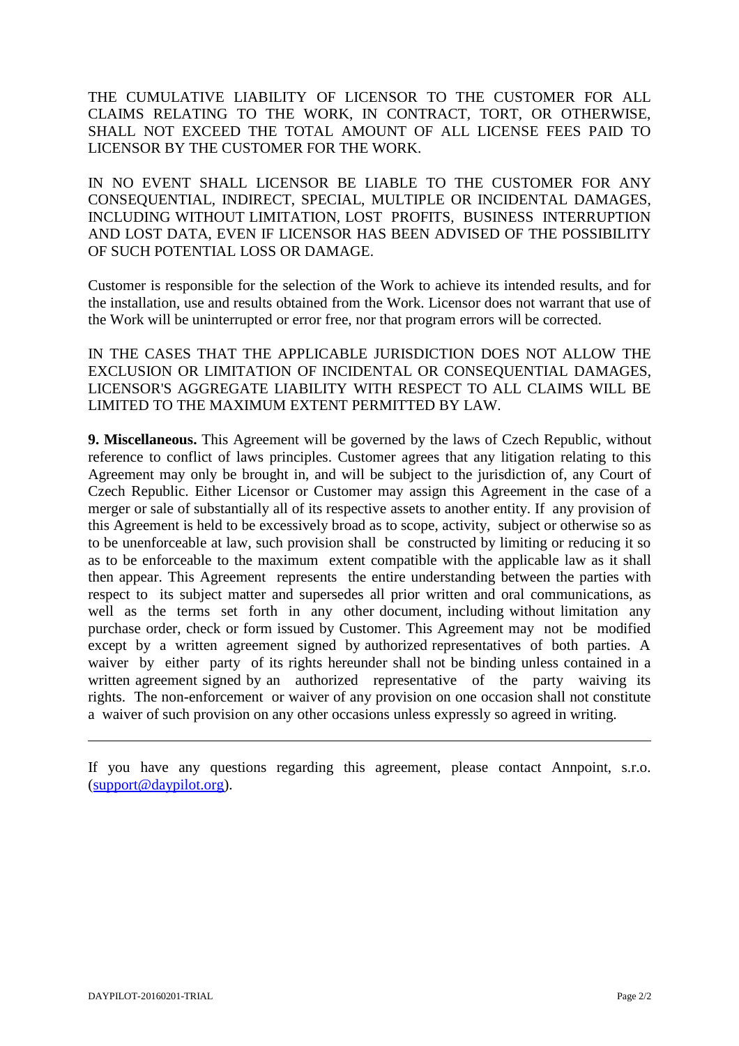THE CUMULATIVE LIABILITY OF LICENSOR TO THE CUSTOMER FOR ALL CLAIMS RELATING TO THE WORK, IN CONTRACT, TORT, OR OTHERWISE, SHALL NOT EXCEED THE TOTAL AMOUNT OF ALL LICENSE FEES PAID TO LICENSOR BY THE CUSTOMER FOR THE WORK.

IN NO EVENT SHALL LICENSOR BE LIABLE TO THE CUSTOMER FOR ANY CONSEQUENTIAL, INDIRECT, SPECIAL, MULTIPLE OR INCIDENTAL DAMAGES, INCLUDING WITHOUT LIMITATION, LOST PROFITS, BUSINESS INTERRUPTION AND LOST DATA, EVEN IF LICENSOR HAS BEEN ADVISED OF THE POSSIBILITY OF SUCH POTENTIAL LOSS OR DAMAGE.

Customer is responsible for the selection of the Work to achieve its intended results, and for the installation, use and results obtained from the Work. Licensor does not warrant that use of the Work will be uninterrupted or error free, nor that program errors will be corrected.

IN THE CASES THAT THE APPLICABLE JURISDICTION DOES NOT ALLOW THE EXCLUSION OR LIMITATION OF INCIDENTAL OR CONSEQUENTIAL DAMAGES, LICENSOR'S AGGREGATE LIABILITY WITH RESPECT TO ALL CLAIMS WILL BE LIMITED TO THE MAXIMUM EXTENT PERMITTED BY LAW.

**9. Miscellaneous.** This Agreement will be governed by the laws of Czech Republic, without reference to conflict of laws principles. Customer agrees that any litigation relating to this Agreement may only be brought in, and will be subject to the jurisdiction of, any Court of Czech Republic. Either Licensor or Customer may assign this Agreement in the case of a merger or sale of substantially all of its respective assets to another entity. If any provision of this Agreement is held to be excessively broad as to scope, activity, subject or otherwise so as to be unenforceable at law, such provision shall be constructed by limiting or reducing it so as to be enforceable to the maximum extent compatible with the applicable law as it shall then appear. This Agreement represents the entire understanding between the parties with respect to its subject matter and supersedes all prior written and oral communications, as well as the terms set forth in any other document, including without limitation any purchase order, check or form issued by Customer. This Agreement may not be modified except by a written agreement signed by authorized representatives of both parties. A waiver by either party of its rights hereunder shall not be binding unless contained in a written agreement signed by an authorized representative of the party waiving its rights. The non-enforcement or waiver of any provision on one occasion shall not constitute a waiver of such provision on any other occasions unless expressly so agreed in writing.

---

If you have any questions regarding this agreement, please contact Annpoint, s.r.o. (support@daypilot.org).